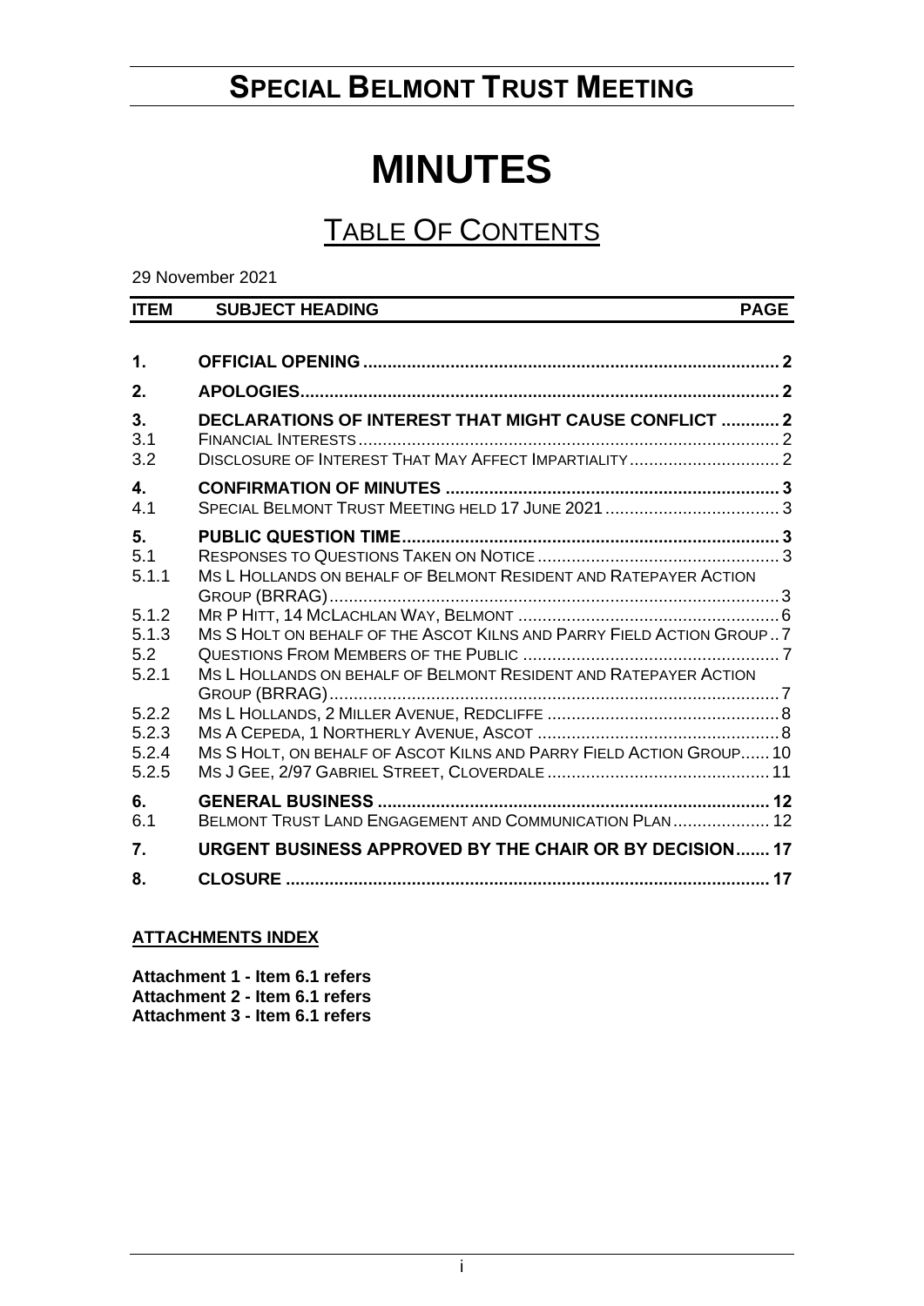# SPECIAL BELMONT TRUST MEETING

# MINUTES

## TABLE OF CONTENTS

29 November 2021

| ITEM | SUBJECT HEADING | PAGE |
|---|---|---|
| **1.** | **OFFICIAL OPENING** | **2** |
| **2.** | **APOLOGIES** | **2** |
| **3.** | **DECLARATIONS OF INTEREST THAT MIGHT CAUSE CONFLICT** | **2** |
| 3.1 | FINANCIAL INTERESTS | 2 |
| 3.2 | DISCLOSURE OF INTEREST THAT MAY AFFECT IMPARTIALITY | 2 |
| **4.** | **CONFIRMATION OF MINUTES** | **3** |
| 4.1 | SPECIAL BELMONT TRUST MEETING HELD 17 JUNE 2021 | 3 |
| **5.** | **PUBLIC QUESTION TIME** | **3** |
| 5.1 | RESPONSES TO QUESTIONS TAKEN ON NOTICE | 3 |
| 5.1.1 | MS L HOLLANDS ON BEHALF OF BELMONT RESIDENT AND RATEPAYER ACTION GROUP (BRRAG) | 3 |
| 5.1.2 | MR P HITT, 14 MCLACHLAN WAY, BELMONT | 6 |
| 5.1.3 | MS S HOLT ON BEHALF OF THE ASCOT KILNS AND PARRY FIELD ACTION GROUP | 7 |
| 5.2 | QUESTIONS FROM MEMBERS OF THE PUBLIC | 7 |
| 5.2.1 | MS L HOLLANDS ON BEHALF OF BELMONT RESIDENT AND RATEPAYER ACTION GROUP (BRRAG) | 7 |
| 5.2.2 | MS L HOLLANDS, 2 MILLER AVENUE, REDCLIFFE | 8 |
| 5.2.3 | MS A CEPEDA, 1 NORTHERLY AVENUE, ASCOT | 8 |
| 5.2.4 | MS S HOLT, ON BEHALF OF ASCOT KILNS AND PARRY FIELD ACTION GROUP | 10 |
| 5.2.5 | MS J GEE, 2/97 GABRIEL STREET, CLOVERDALE | 11 |
| **6.** | **GENERAL BUSINESS** | **12** |
| 6.1 | BELMONT TRUST LAND ENGAGEMENT AND COMMUNICATION PLAN | 12 |
| **7.** | **URGENT BUSINESS APPROVED BY THE CHAIR OR BY DECISION** | **17** |
| **8.** | **CLOSURE** | **17** |

**ATTACHMENTS INDEX**

**Attachment 1 - Item 6.1 refers**
**Attachment 2 - Item 6.1 refers**
**Attachment 3 - Item 6.1 refers**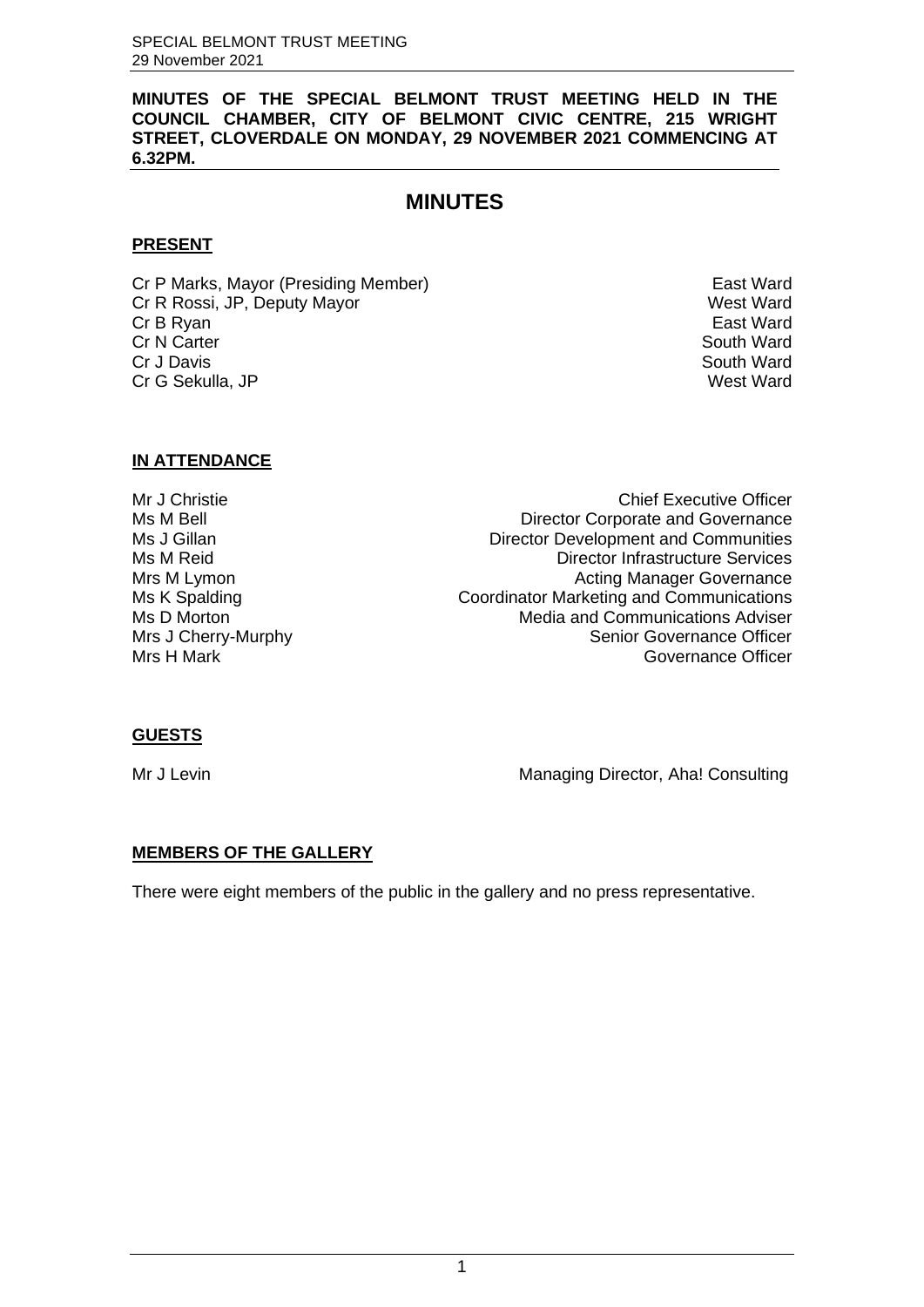**MINUTES OF THE SPECIAL BELMONT TRUST MEETING HELD IN THE COUNCIL CHAMBER, CITY OF BELMONT CIVIC CENTRE, 215 WRIGHT STREET, CLOVERDALE ON MONDAY, 29 NOVEMBER 2021 COMMENCING AT 6.32PM.**

# MINUTES

## PRESENT

| | |
|---|---|
| Cr P Marks, Mayor (Presiding Member) | East Ward |
| Cr R Rossi, JP, Deputy Mayor | West Ward |
| Cr B Ryan | East Ward |
| Cr N Carter | South Ward |
| Cr J Davis | South Ward |
| Cr G Sekulla, JP | West Ward |

## IN ATTENDANCE

| | |
|---|---|
| Mr J Christie | Chief Executive Officer |
| Ms M Bell | Director Corporate and Governance |
| Ms J Gillan | Director Development and Communities |
| Ms M Reid | Director Infrastructure Services |
| Mrs M Lymon | Acting Manager Governance |
| Ms K Spalding | Coordinator Marketing and Communications |
| Ms D Morton | Media and Communications Adviser |
| Mrs J Cherry-Murphy | Senior Governance Officer |
| Mrs H Mark | Governance Officer |

## GUESTS

| | |
|---|---|
| Mr J Levin | Managing Director, Aha! Consulting |

## MEMBERS OF THE GALLERY

There were eight members of the public in the gallery and no press representative.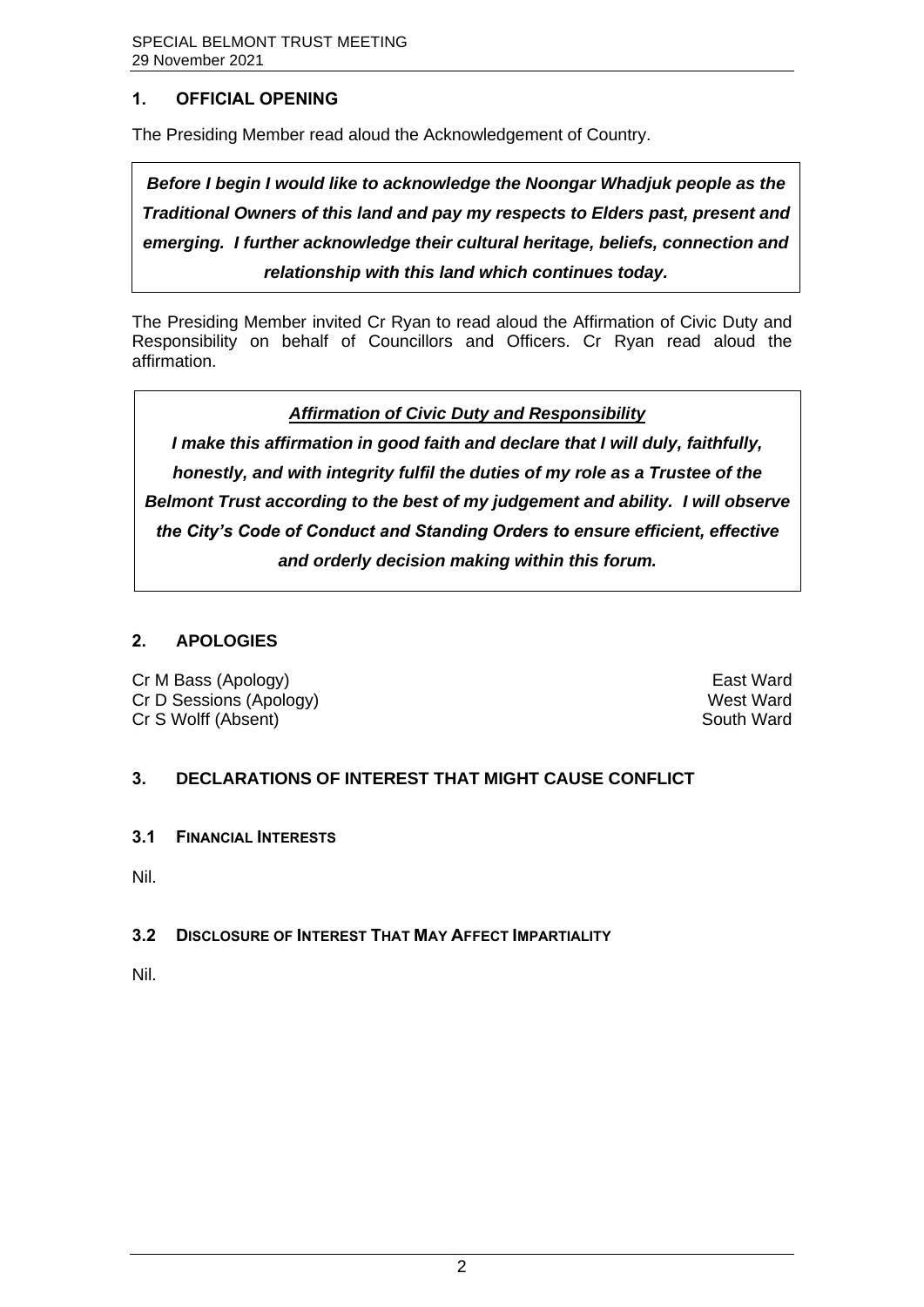## 1. OFFICIAL OPENING

The Presiding Member read aloud the Acknowledgement of Country.

***Before I begin I would like to acknowledge the Noongar Whadjuk people as the Traditional Owners of this land and pay my respects to Elders past, present and emerging. I further acknowledge their cultural heritage, beliefs, connection and relationship with this land which continues today.***

The Presiding Member invited Cr Ryan to read aloud the Affirmation of Civic Duty and Responsibility on behalf of Councillors and Officers. Cr Ryan read aloud the affirmation.

***Affirmation of Civic Duty and Responsibility***

***I make this affirmation in good faith and declare that I will duly, faithfully, honestly, and with integrity fulfil the duties of my role as a Trustee of the Belmont Trust according to the best of my judgement and ability. I will observe the City's Code of Conduct and Standing Orders to ensure efficient, effective and orderly decision making within this forum.***

## 2. APOLOGIES

| | |
|---|---|
| Cr M Bass (Apology) | East Ward |
| Cr D Sessions (Apology) | West Ward |
| Cr S Wolff (Absent) | South Ward |

## 3. DECLARATIONS OF INTEREST THAT MIGHT CAUSE CONFLICT

### 3.1 FINANCIAL INTERESTS

Nil.

### 3.2 DISCLOSURE OF INTEREST THAT MAY AFFECT IMPARTIALITY

Nil.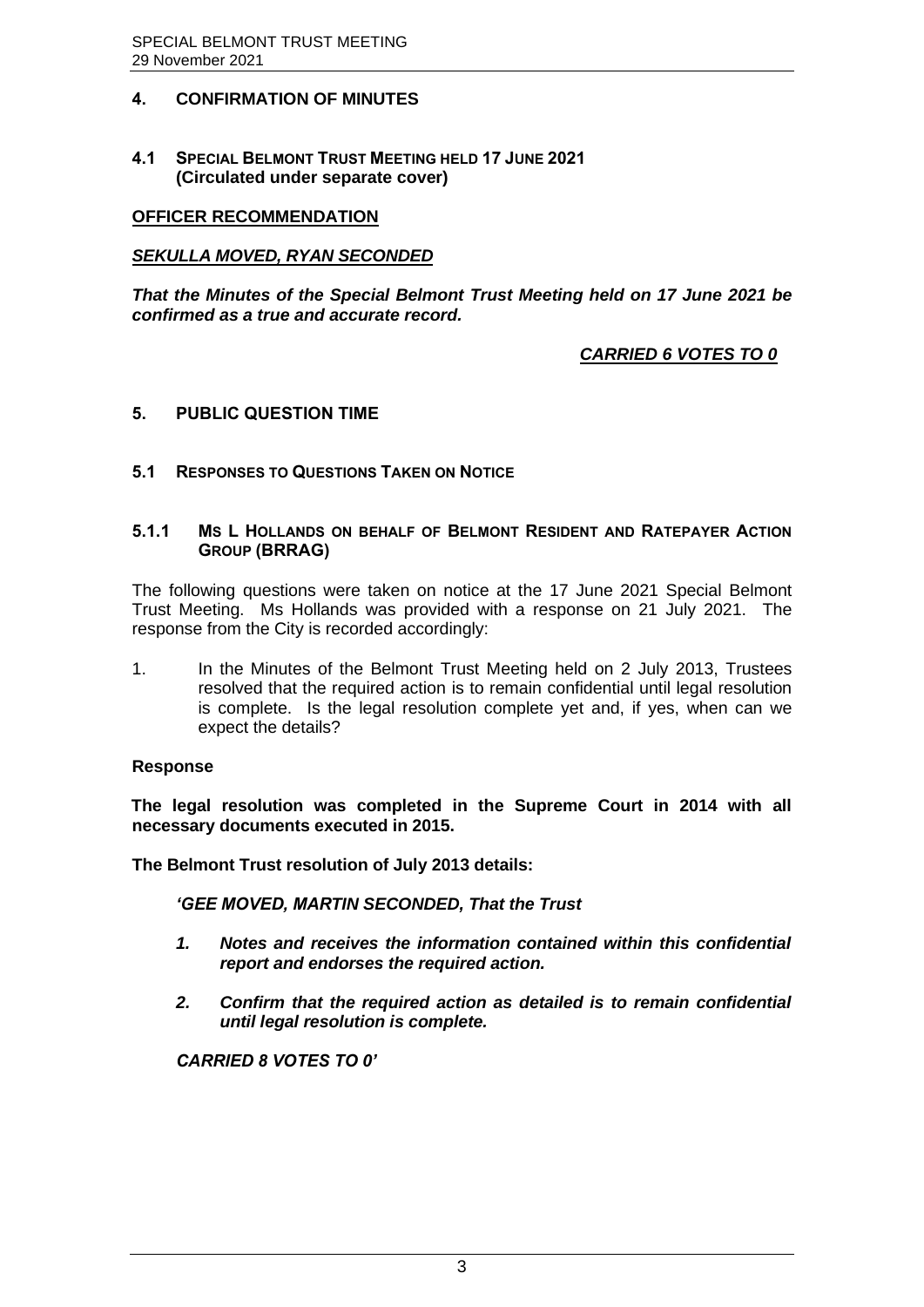## 4. CONFIRMATION OF MINUTES

### 4.1 SPECIAL BELMONT TRUST MEETING HELD 17 JUNE 2021 (Circulated under separate cover)

**OFFICER RECOMMENDATION**

***SEKULLA MOVED, RYAN SECONDED***

***That the Minutes of the Special Belmont Trust Meeting held on 17 June 2021 be confirmed as a true and accurate record.***

***CARRIED 6 VOTES TO 0***

## 5. PUBLIC QUESTION TIME

### 5.1 RESPONSES TO QUESTIONS TAKEN ON NOTICE

#### 5.1.1 MS L HOLLANDS ON BEHALF OF BELMONT RESIDENT AND RATEPAYER ACTION GROUP (BRRAG)

The following questions were taken on notice at the 17 June 2021 Special Belmont Trust Meeting. Ms Hollands was provided with a response on 21 July 2021. The response from the City is recorded accordingly:

1. In the Minutes of the Belmont Trust Meeting held on 2 July 2013, Trustees resolved that the required action is to remain confidential until legal resolution is complete. Is the legal resolution complete yet and, if yes, when can we expect the details?

**Response**

**The legal resolution was completed in the Supreme Court in 2014 with all necessary documents executed in 2015.**

**The Belmont Trust resolution of July 2013 details:**

***'GEE MOVED, MARTIN SECONDED, That the Trust***

1. ***Notes and receives the information contained within this confidential report and endorses the required action.***
2. ***Confirm that the required action as detailed is to remain confidential until legal resolution is complete.***

***CARRIED 8 VOTES TO 0'***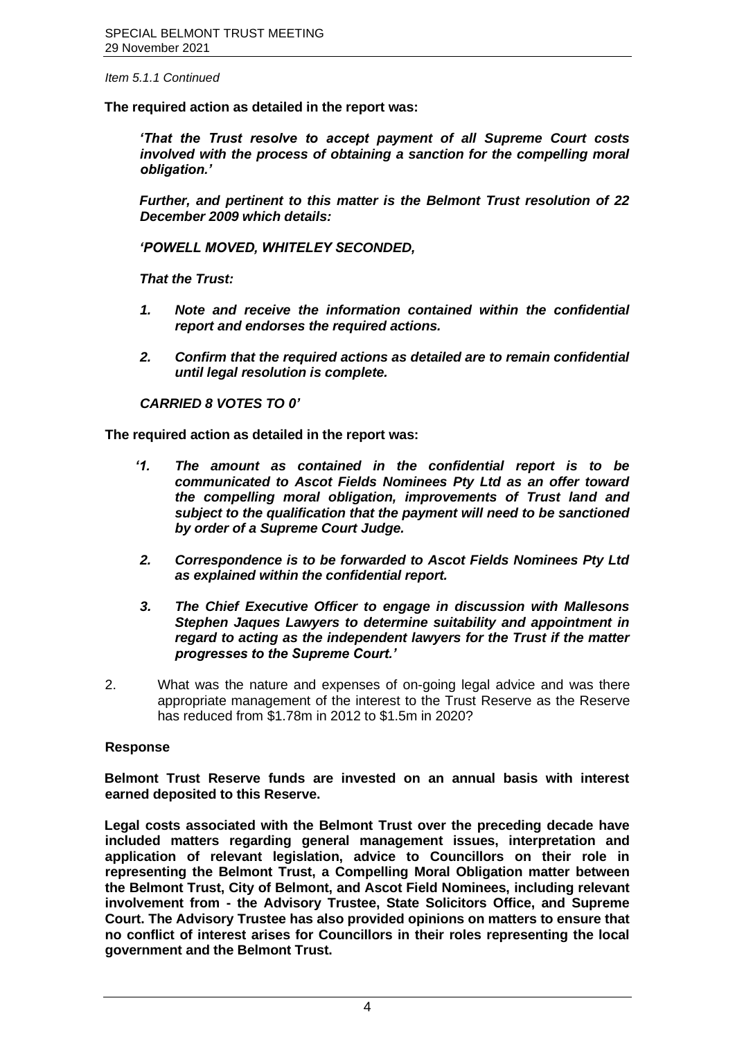*Item 5.1.1 Continued*

**The required action as detailed in the report was:**

> ***'That the Trust resolve to accept payment of all Supreme Court costs involved with the process of obtaining a sanction for the compelling moral obligation.'***
>
> ***Further, and pertinent to this matter is the Belmont Trust resolution of 22 December 2009 which details:***
>
> ***'POWELL MOVED, WHITELEY SECONDED,***
>
> ***That the Trust:***
>
> 1. ***Note and receive the information contained within the confidential report and endorses the required actions.***
> 2. ***Confirm that the required actions as detailed are to remain confidential until legal resolution is complete.***
>
> ***CARRIED 8 VOTES TO 0'***

**The required action as detailed in the report was:**

> ***'1. The amount as contained in the confidential report is to be communicated to Ascot Fields Nominees Pty Ltd as an offer toward the compelling moral obligation, improvements of Trust land and subject to the qualification that the payment will need to be sanctioned by order of a Supreme Court Judge.***
>
> ***2. Correspondence is to be forwarded to Ascot Fields Nominees Pty Ltd as explained within the confidential report.***
>
> ***3. The Chief Executive Officer to engage in discussion with Mallesons Stephen Jaques Lawyers to determine suitability and appointment in regard to acting as the independent lawyers for the Trust if the matter progresses to the Supreme Court.'***

2. What was the nature and expenses of on-going legal advice and was there appropriate management of the interest to the Trust Reserve as the Reserve has reduced from $1.78m in 2012 to $1.5m in 2020?

**Response**

**Belmont Trust Reserve funds are invested on an annual basis with interest earned deposited to this Reserve.**

**Legal costs associated with the Belmont Trust over the preceding decade have included matters regarding general management issues, interpretation and application of relevant legislation, advice to Councillors on their role in representing the Belmont Trust, a Compelling Moral Obligation matter between the Belmont Trust, City of Belmont, and Ascot Field Nominees, including relevant involvement from - the Advisory Trustee, State Solicitors Office, and Supreme Court. The Advisory Trustee has also provided opinions on matters to ensure that no conflict of interest arises for Councillors in their roles representing the local government and the Belmont Trust.**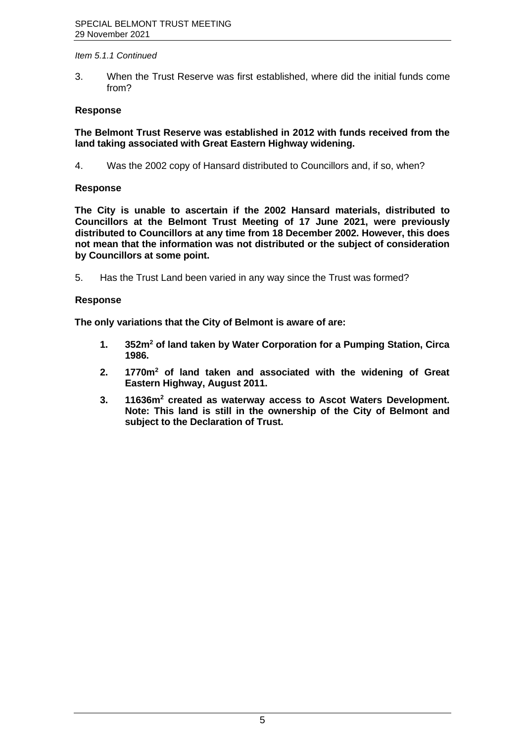*Item 5.1.1 Continued*

3. When the Trust Reserve was first established, where did the initial funds come from?

**Response**

**The Belmont Trust Reserve was established in 2012 with funds received from the land taking associated with Great Eastern Highway widening.**

4. Was the 2002 copy of Hansard distributed to Councillors and, if so, when?

**Response**

**The City is unable to ascertain if the 2002 Hansard materials, distributed to Councillors at the Belmont Trust Meeting of 17 June 2021, were previously distributed to Councillors at any time from 18 December 2002. However, this does not mean that the information was not distributed or the subject of consideration by Councillors at some point.**

5. Has the Trust Land been varied in any way since the Trust was formed?

**Response**

**The only variations that the City of Belmont is aware of are:**

1. **352m$^2$ of land taken by Water Corporation for a Pumping Station, Circa 1986.**
2. **1770m$^2$ of land taken and associated with the widening of Great Eastern Highway, August 2011.**
3. **11636m$^2$ created as waterway access to Ascot Waters Development. Note: This land is still in the ownership of the City of Belmont and subject to the Declaration of Trust.**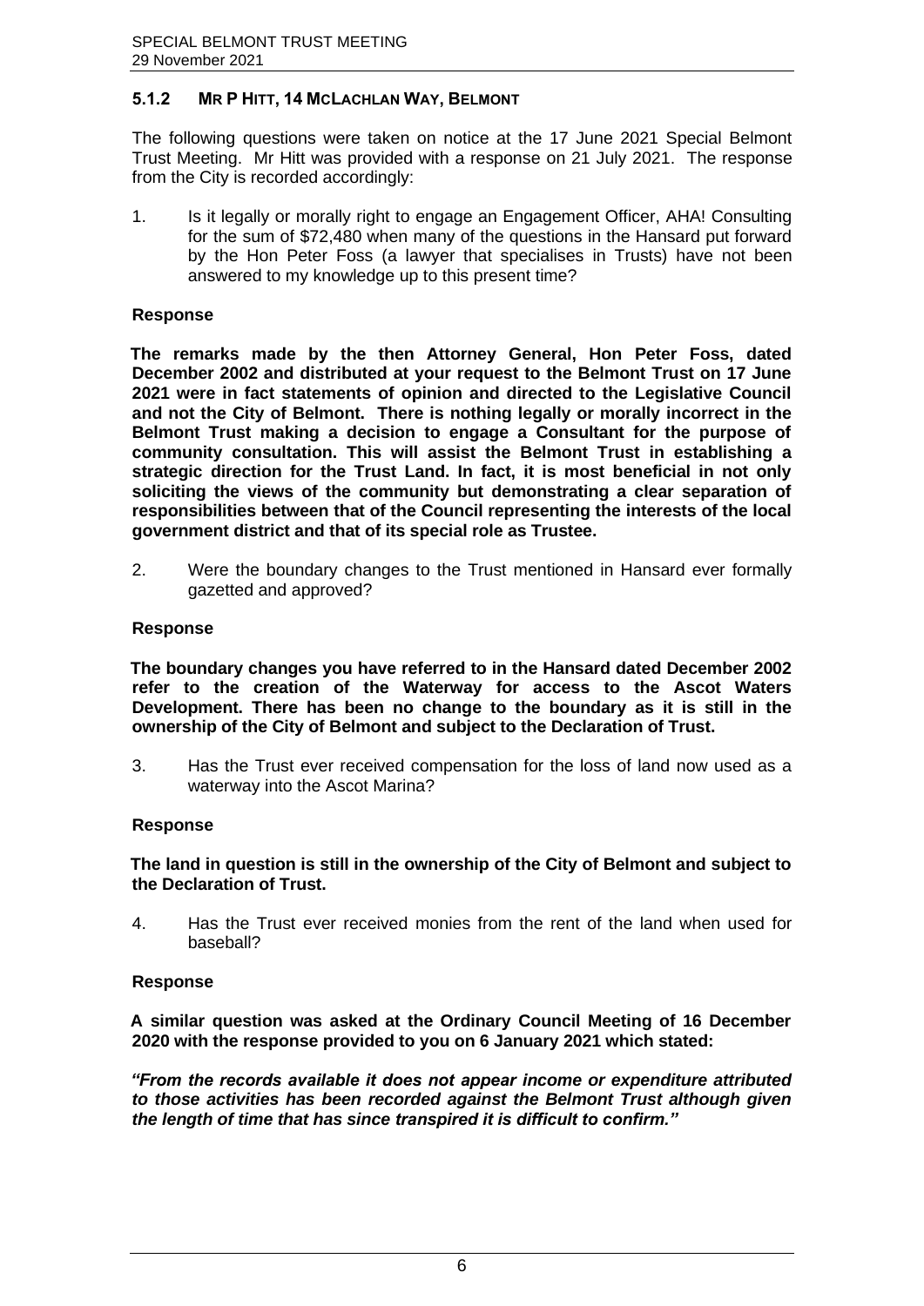### 5.1.2 MR P HITT, 14 MCLACHLAN WAY, BELMONT

The following questions were taken on notice at the 17 June 2021 Special Belmont Trust Meeting. Mr Hitt was provided with a response on 21 July 2021. The response from the City is recorded accordingly:

1. Is it legally or morally right to engage an Engagement Officer, AHA! Consulting for the sum of $72,480 when many of the questions in the Hansard put forward by the Hon Peter Foss (a lawyer that specialises in Trusts) have not been answered to my knowledge up to this present time?

**Response**

**The remarks made by the then Attorney General, Hon Peter Foss, dated December 2002 and distributed at your request to the Belmont Trust on 17 June 2021 were in fact statements of opinion and directed to the Legislative Council and not the City of Belmont. There is nothing legally or morally incorrect in the Belmont Trust making a decision to engage a Consultant for the purpose of community consultation. This will assist the Belmont Trust in establishing a strategic direction for the Trust Land. In fact, it is most beneficial in not only soliciting the views of the community but demonstrating a clear separation of responsibilities between that of the Council representing the interests of the local government district and that of its special role as Trustee.**

2. Were the boundary changes to the Trust mentioned in Hansard ever formally gazetted and approved?

**Response**

**The boundary changes you have referred to in the Hansard dated December 2002 refer to the creation of the Waterway for access to the Ascot Waters Development. There has been no change to the boundary as it is still in the ownership of the City of Belmont and subject to the Declaration of Trust.**

3. Has the Trust ever received compensation for the loss of land now used as a waterway into the Ascot Marina?

**Response**

**The land in question is still in the ownership of the City of Belmont and subject to the Declaration of Trust.**

4. Has the Trust ever received monies from the rent of the land when used for baseball?

**Response**

**A similar question was asked at the Ordinary Council Meeting of 16 December 2020 with the response provided to you on 6 January 2021 which stated:**

***"From the records available it does not appear income or expenditure attributed to those activities has been recorded against the Belmont Trust although given the length of time that has since transpired it is difficult to confirm."***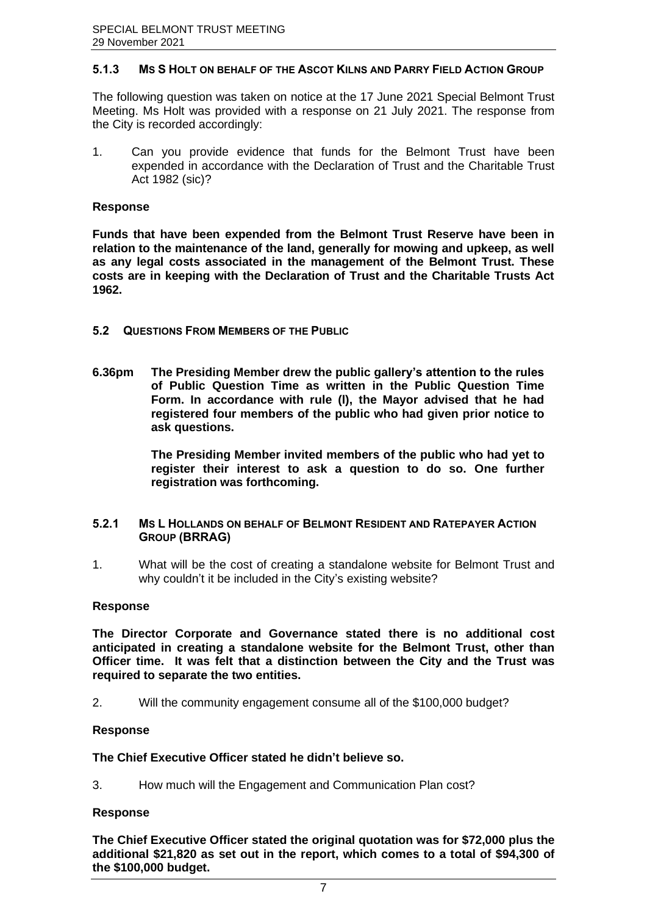### 5.1.3 MS S HOLT ON BEHALF OF THE ASCOT KILNS AND PARRY FIELD ACTION GROUP

The following question was taken on notice at the 17 June 2021 Special Belmont Trust Meeting. Ms Holt was provided with a response on 21 July 2021. The response from the City is recorded accordingly:

1. Can you provide evidence that funds for the Belmont Trust have been expended in accordance with the Declaration of Trust and the Charitable Trust Act 1982 (sic)?

**Response**

**Funds that have been expended from the Belmont Trust Reserve have been in relation to the maintenance of the land, generally for mowing and upkeep, as well as any legal costs associated in the management of the Belmont Trust. These costs are in keeping with the Declaration of Trust and the Charitable Trusts Act 1962.**

## 5.2 QUESTIONS FROM MEMBERS OF THE PUBLIC

**6.36pm The Presiding Member drew the public gallery's attention to the rules of Public Question Time as written in the Public Question Time Form. In accordance with rule (l), the Mayor advised that he had registered four members of the public who had given prior notice to ask questions.**

**The Presiding Member invited members of the public who had yet to register their interest to ask a question to do so. One further registration was forthcoming.**

### 5.2.1 MS L HOLLANDS ON BEHALF OF BELMONT RESIDENT AND RATEPAYER ACTION GROUP (BRRAG)

1. What will be the cost of creating a standalone website for Belmont Trust and why couldn't it be included in the City's existing website?

**Response**

**The Director Corporate and Governance stated there is no additional cost anticipated in creating a standalone website for the Belmont Trust, other than Officer time. It was felt that a distinction between the City and the Trust was required to separate the two entities.**

2. Will the community engagement consume all of the $100,000 budget?

**Response**

**The Chief Executive Officer stated he didn't believe so.**

3. How much will the Engagement and Communication Plan cost?

**Response**

**The Chief Executive Officer stated the original quotation was for $72,000 plus the additional $21,820 as set out in the report, which comes to a total of $94,300 of the $100,000 budget.**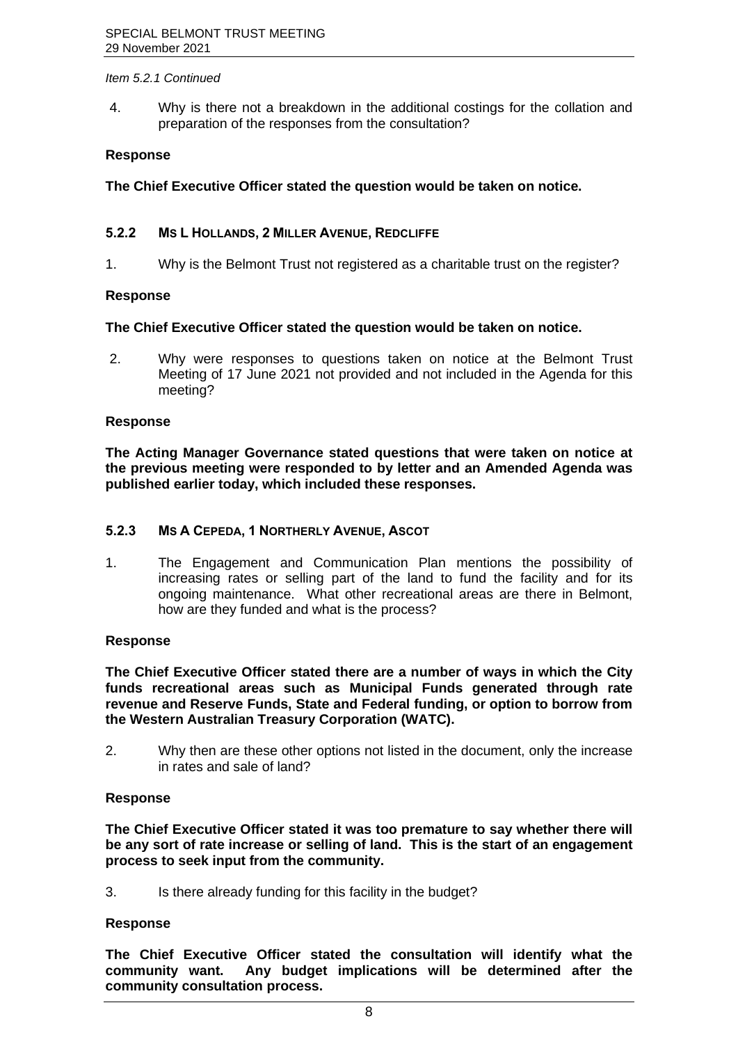*Item 5.2.1 Continued*

4. Why is there not a breakdown in the additional costings for the collation and preparation of the responses from the consultation?

**Response**

**The Chief Executive Officer stated the question would be taken on notice.**

### 5.2.2 MS L HOLLANDS, 2 MILLER AVENUE, REDCLIFFE

1. Why is the Belmont Trust not registered as a charitable trust on the register?

**Response**

**The Chief Executive Officer stated the question would be taken on notice.**

2. Why were responses to questions taken on notice at the Belmont Trust Meeting of 17 June 2021 not provided and not included in the Agenda for this meeting?

**Response**

**The Acting Manager Governance stated questions that were taken on notice at the previous meeting were responded to by letter and an Amended Agenda was published earlier today, which included these responses.**

### 5.2.3 MS A CEPEDA, 1 NORTHERLY AVENUE, ASCOT

1. The Engagement and Communication Plan mentions the possibility of increasing rates or selling part of the land to fund the facility and for its ongoing maintenance. What other recreational areas are there in Belmont, how are they funded and what is the process?

**Response**

**The Chief Executive Officer stated there are a number of ways in which the City funds recreational areas such as Municipal Funds generated through rate revenue and Reserve Funds, State and Federal funding, or option to borrow from the Western Australian Treasury Corporation (WATC).**

2. Why then are these other options not listed in the document, only the increase in rates and sale of land?

**Response**

**The Chief Executive Officer stated it was too premature to say whether there will be any sort of rate increase or selling of land. This is the start of an engagement process to seek input from the community.**

3. Is there already funding for this facility in the budget?

**Response**

**The Chief Executive Officer stated the consultation will identify what the community want. Any budget implications will be determined after the community consultation process.**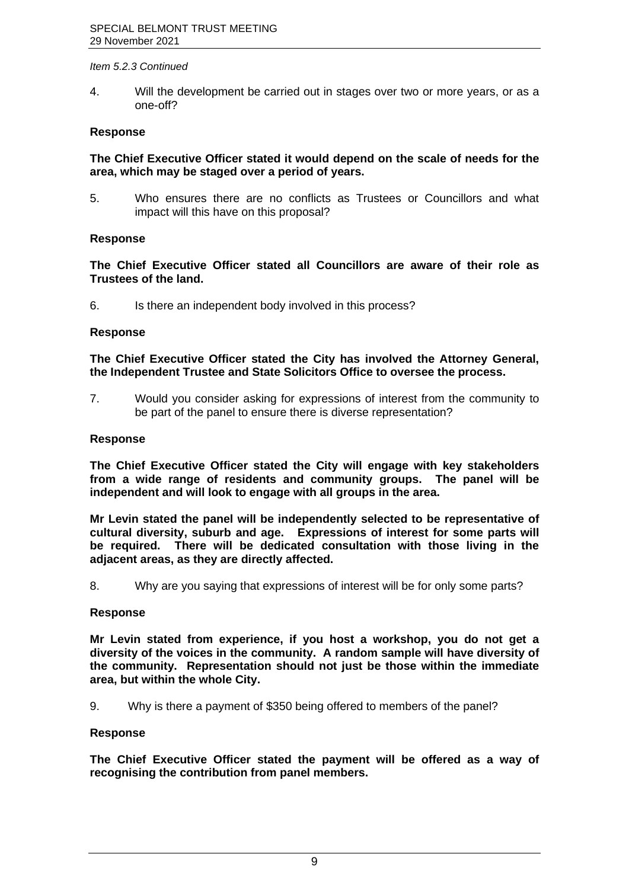*Item 5.2.3 Continued*

4. Will the development be carried out in stages over two or more years, or as a one-off?

**Response**

**The Chief Executive Officer stated it would depend on the scale of needs for the area, which may be staged over a period of years.**

5. Who ensures there are no conflicts as Trustees or Councillors and what impact will this have on this proposal?

**Response**

**The Chief Executive Officer stated all Councillors are aware of their role as Trustees of the land.**

6. Is there an independent body involved in this process?

**Response**

**The Chief Executive Officer stated the City has involved the Attorney General, the Independent Trustee and State Solicitors Office to oversee the process.**

7. Would you consider asking for expressions of interest from the community to be part of the panel to ensure there is diverse representation?

**Response**

**The Chief Executive Officer stated the City will engage with key stakeholders from a wide range of residents and community groups. The panel will be independent and will look to engage with all groups in the area.**

**Mr Levin stated the panel will be independently selected to be representative of cultural diversity, suburb and age. Expressions of interest for some parts will be required. There will be dedicated consultation with those living in the adjacent areas, as they are directly affected.**

8. Why are you saying that expressions of interest will be for only some parts?

**Response**

**Mr Levin stated from experience, if you host a workshop, you do not get a diversity of the voices in the community. A random sample will have diversity of the community. Representation should not just be those within the immediate area, but within the whole City.**

9. Why is there a payment of $350 being offered to members of the panel?

**Response**

**The Chief Executive Officer stated the payment will be offered as a way of recognising the contribution from panel members.**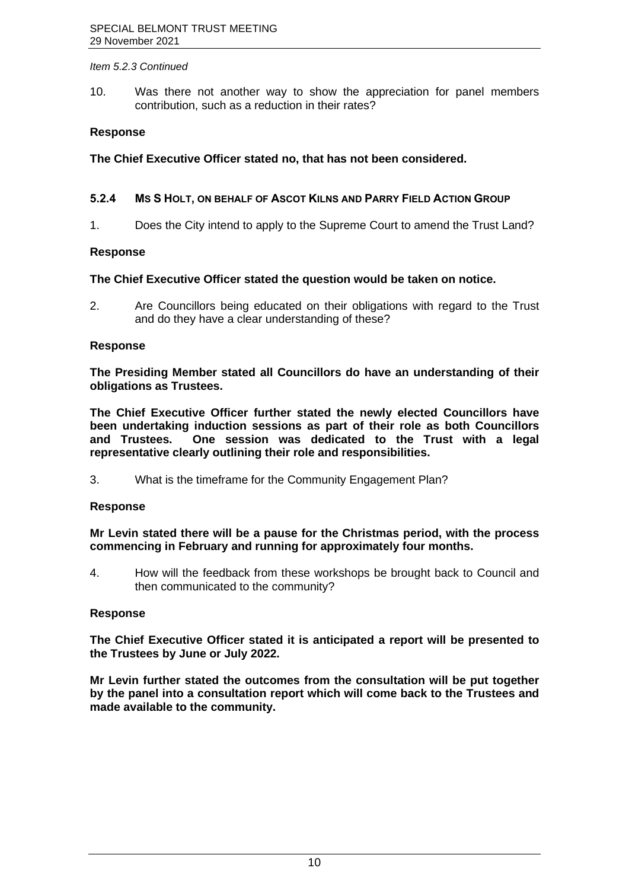*Item 5.2.3 Continued*

10. Was there not another way to show the appreciation for panel members contribution, such as a reduction in their rates?

**Response**

**The Chief Executive Officer stated no, that has not been considered.**

### 5.2.4 MS S HOLT, ON BEHALF OF ASCOT KILNS AND PARRY FIELD ACTION GROUP

1. Does the City intend to apply to the Supreme Court to amend the Trust Land?

**Response**

**The Chief Executive Officer stated the question would be taken on notice.**

2. Are Councillors being educated on their obligations with regard to the Trust and do they have a clear understanding of these?

**Response**

**The Presiding Member stated all Councillors do have an understanding of their obligations as Trustees.**

**The Chief Executive Officer further stated the newly elected Councillors have been undertaking induction sessions as part of their role as both Councillors and Trustees. One session was dedicated to the Trust with a legal representative clearly outlining their role and responsibilities.**

3. What is the timeframe for the Community Engagement Plan?

**Response**

**Mr Levin stated there will be a pause for the Christmas period, with the process commencing in February and running for approximately four months.**

4. How will the feedback from these workshops be brought back to Council and then communicated to the community?

**Response**

**The Chief Executive Officer stated it is anticipated a report will be presented to the Trustees by June or July 2022.**

**Mr Levin further stated the outcomes from the consultation will be put together by the panel into a consultation report which will come back to the Trustees and made available to the community.**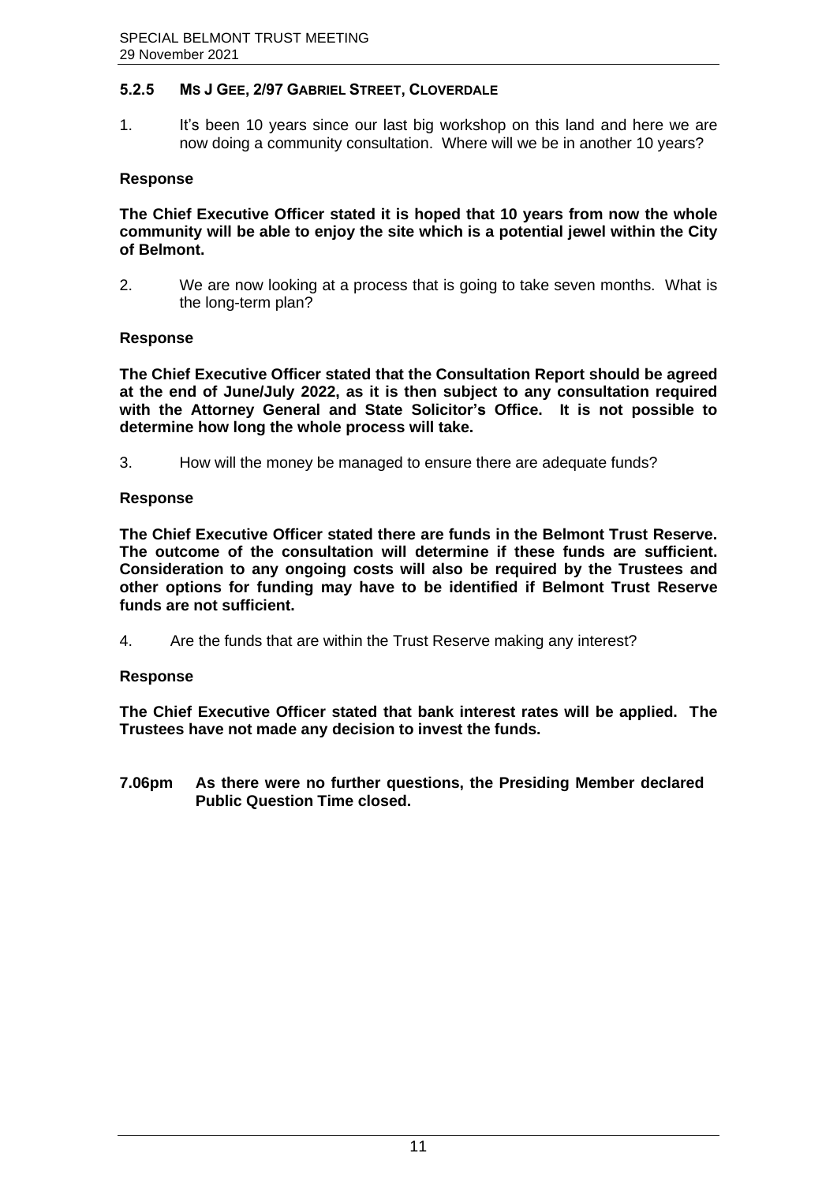### 5.2.5 MS J GEE, 2/97 GABRIEL STREET, CLOVERDALE

1. It's been 10 years since our last big workshop on this land and here we are now doing a community consultation. Where will we be in another 10 years?

**Response**

**The Chief Executive Officer stated it is hoped that 10 years from now the whole community will be able to enjoy the site which is a potential jewel within the City of Belmont.**

2. We are now looking at a process that is going to take seven months. What is the long-term plan?

**Response**

**The Chief Executive Officer stated that the Consultation Report should be agreed at the end of June/July 2022, as it is then subject to any consultation required with the Attorney General and State Solicitor's Office. It is not possible to determine how long the whole process will take.**

3. How will the money be managed to ensure there are adequate funds?

**Response**

**The Chief Executive Officer stated there are funds in the Belmont Trust Reserve. The outcome of the consultation will determine if these funds are sufficient. Consideration to any ongoing costs will also be required by the Trustees and other options for funding may have to be identified if Belmont Trust Reserve funds are not sufficient.**

4. Are the funds that are within the Trust Reserve making any interest?

**Response**

**The Chief Executive Officer stated that bank interest rates will be applied. The Trustees have not made any decision to invest the funds.**

**7.06pm As there were no further questions, the Presiding Member declared Public Question Time closed.**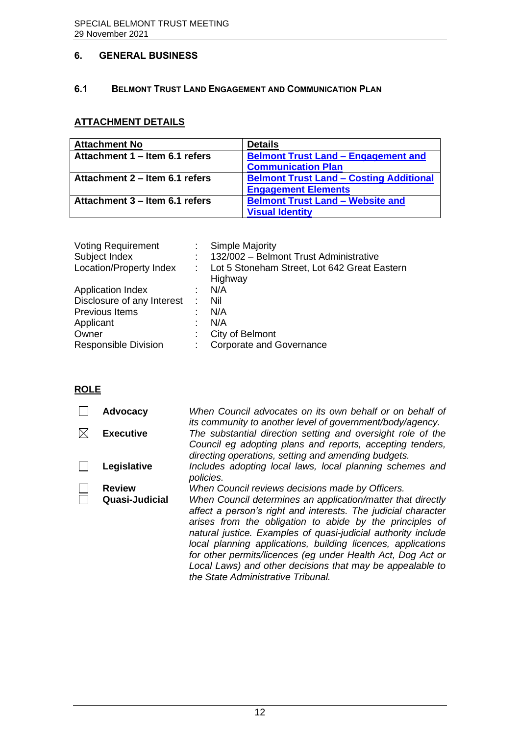## 6. GENERAL BUSINESS

### 6.1 BELMONT TRUST LAND ENGAGEMENT AND COMMUNICATION PLAN

**ATTACHMENT DETAILS**

| Attachment No | Details |
|---|---|
| Attachment 1 – Item 6.1 refers | Belmont Trust Land – Engagement and Communication Plan |
| Attachment 2 – Item 6.1 refers | Belmont Trust Land – Costing Additional Engagement Elements |
| Attachment 3 – Item 6.1 refers | Belmont Trust Land – Website and Visual Identity |

| | | |
|---|---|---|
| Voting Requirement | : | Simple Majority |
| Subject Index | : | 132/002 – Belmont Trust Administrative |
| Location/Property Index | : | Lot 5 Stoneham Street, Lot 642 Great Eastern Highway |
| Application Index | : | N/A |
| Disclosure of any Interest | : | Nil |
| Previous Items | : | N/A |
| Applicant | : | N/A |
| Owner | : | City of Belmont |
| Responsible Division | : | Corporate and Governance |

**ROLE**

| | | |
|---|---|---|
| ☐ | **Advocacy** | *When Council advocates on its own behalf or on behalf of its community to another level of government/body/agency.* |
| ☒ | **Executive** | *The substantial direction setting and oversight role of the Council eg adopting plans and reports, accepting tenders, directing operations, setting and amending budgets.* |
| ☐ | **Legislative** | *Includes adopting local laws, local planning schemes and policies.* |
| ☐ | **Review** | *When Council reviews decisions made by Officers.* |
| ☐ | **Quasi-Judicial** | *When Council determines an application/matter that directly affect a person's right and interests. The judicial character arises from the obligation to abide by the principles of natural justice. Examples of quasi-judicial authority include local planning applications, building licences, applications for other permits/licences (eg under Health Act, Dog Act or Local Laws) and other decisions that may be appealable to the State Administrative Tribunal.* |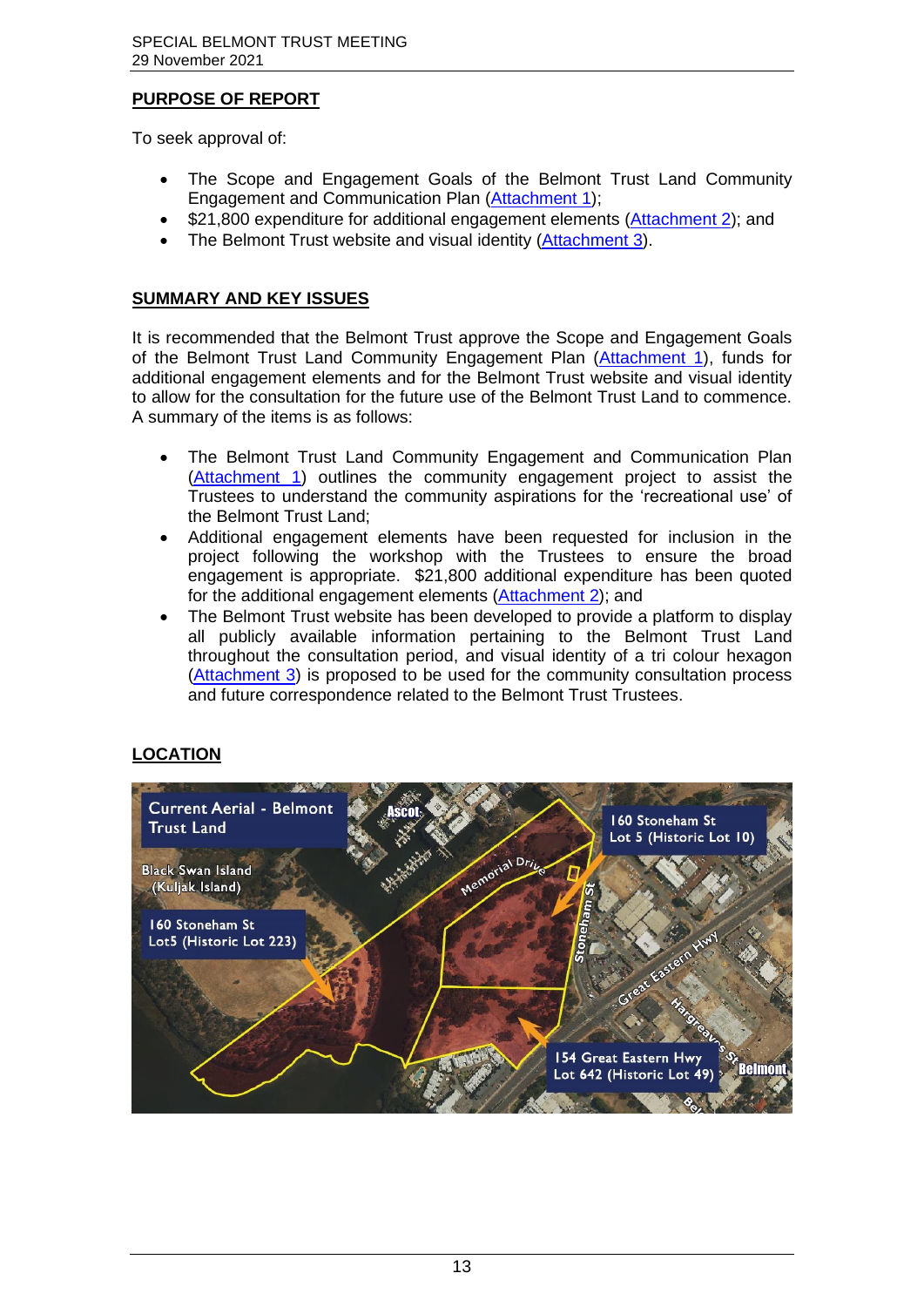## PURPOSE OF REPORT

To seek approval of:

- The Scope and Engagement Goals of the Belmont Trust Land Community Engagement and Communication Plan (Attachment 1);
- $21,800 expenditure for additional engagement elements (Attachment 2); and
- The Belmont Trust website and visual identity (Attachment 3).

## SUMMARY AND KEY ISSUES

It is recommended that the Belmont Trust approve the Scope and Engagement Goals of the Belmont Trust Land Community Engagement Plan (Attachment 1), funds for additional engagement elements and for the Belmont Trust website and visual identity to allow for the consultation for the future use of the Belmont Trust Land to commence. A summary of the items is as follows:

- The Belmont Trust Land Community Engagement and Communication Plan (Attachment 1) outlines the community engagement project to assist the Trustees to understand the community aspirations for the 'recreational use' of the Belmont Trust Land;
- Additional engagement elements have been requested for inclusion in the project following the workshop with the Trustees to ensure the broad engagement is appropriate. $21,800 additional expenditure has been quoted for the additional engagement elements (Attachment 2); and
- The Belmont Trust website has been developed to provide a platform to display all publicly available information pertaining to the Belmont Trust Land throughout the consultation period, and visual identity of a tri colour hexagon (Attachment 3) is proposed to be used for the community consultation process and future correspondence related to the Belmont Trust Trustees.

## LOCATION

Current Aerial - Belmont Trust Land

Black Swan Island (Kuljak Island)

160 Stoneham St Lot5 (Historic Lot 223)

160 Stoneham St Lot 5 (Historic Lot 10)

154 Great Eastern Hwy Lot 642 (Historic Lot 49)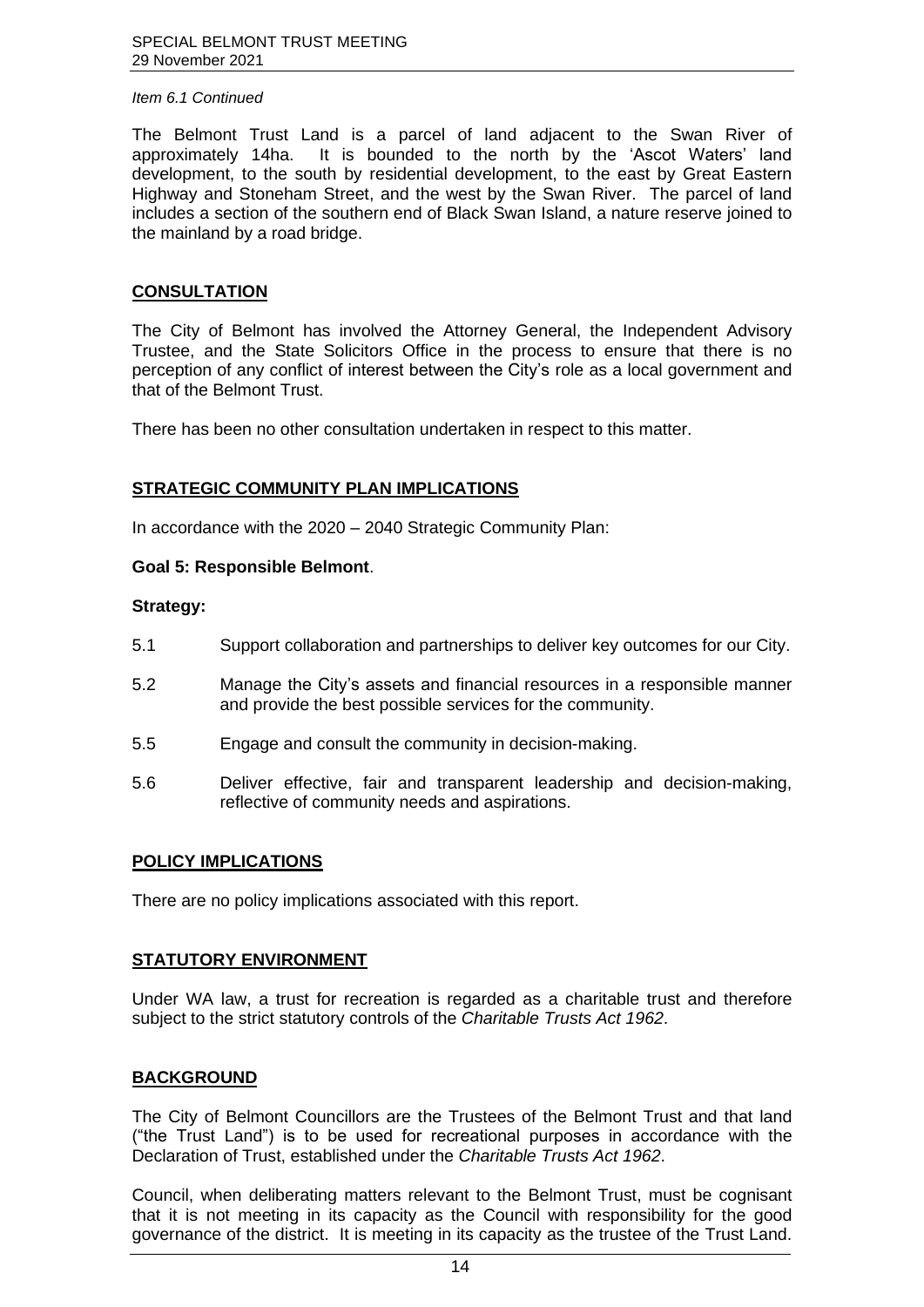*Item 6.1 Continued*

The Belmont Trust Land is a parcel of land adjacent to the Swan River of approximately 14ha. It is bounded to the north by the 'Ascot Waters' land development, to the south by residential development, to the east by Great Eastern Highway and Stoneham Street, and the west by the Swan River. The parcel of land includes a section of the southern end of Black Swan Island, a nature reserve joined to the mainland by a road bridge.

## CONSULTATION

The City of Belmont has involved the Attorney General, the Independent Advisory Trustee, and the State Solicitors Office in the process to ensure that there is no perception of any conflict of interest between the City's role as a local government and that of the Belmont Trust.

There has been no other consultation undertaken in respect to this matter.

## STRATEGIC COMMUNITY PLAN IMPLICATIONS

In accordance with the 2020 – 2040 Strategic Community Plan:

**Goal 5: Responsible Belmont**.

**Strategy:**

5.1 Support collaboration and partnerships to deliver key outcomes for our City.

5.2 Manage the City's assets and financial resources in a responsible manner and provide the best possible services for the community.

5.5 Engage and consult the community in decision-making.

5.6 Deliver effective, fair and transparent leadership and decision-making, reflective of community needs and aspirations.

## POLICY IMPLICATIONS

There are no policy implications associated with this report.

## STATUTORY ENVIRONMENT

Under WA law, a trust for recreation is regarded as a charitable trust and therefore subject to the strict statutory controls of the *Charitable Trusts Act 1962*.

## BACKGROUND

The City of Belmont Councillors are the Trustees of the Belmont Trust and that land ("the Trust Land") is to be used for recreational purposes in accordance with the Declaration of Trust, established under the *Charitable Trusts Act 1962*.

Council, when deliberating matters relevant to the Belmont Trust, must be cognisant that it is not meeting in its capacity as the Council with responsibility for the good governance of the district. It is meeting in its capacity as the trustee of the Trust Land.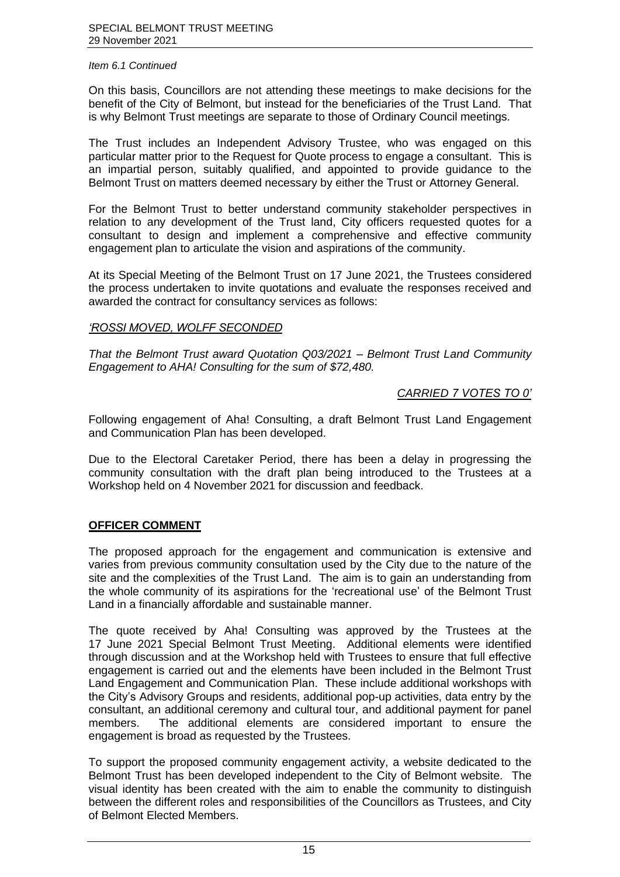*Item 6.1 Continued*

On this basis, Councillors are not attending these meetings to make decisions for the benefit of the City of Belmont, but instead for the beneficiaries of the Trust Land. That is why Belmont Trust meetings are separate to those of Ordinary Council meetings.

The Trust includes an Independent Advisory Trustee, who was engaged on this particular matter prior to the Request for Quote process to engage a consultant. This is an impartial person, suitably qualified, and appointed to provide guidance to the Belmont Trust on matters deemed necessary by either the Trust or Attorney General.

For the Belmont Trust to better understand community stakeholder perspectives in relation to any development of the Trust land, City officers requested quotes for a consultant to design and implement a comprehensive and effective community engagement plan to articulate the vision and aspirations of the community.

At its Special Meeting of the Belmont Trust on 17 June 2021, the Trustees considered the process undertaken to invite quotations and evaluate the responses received and awarded the contract for consultancy services as follows:

*<u>'ROSSI MOVED, WOLFF SECONDED</u>*

*That the Belmont Trust award Quotation Q03/2021 – Belmont Trust Land Community Engagement to AHA! Consulting for the sum of $72,480.*

*<u>CARRIED 7 VOTES TO 0'</u>*

Following engagement of Aha! Consulting, a draft Belmont Trust Land Engagement and Communication Plan has been developed.

Due to the Electoral Caretaker Period, there has been a delay in progressing the community consultation with the draft plan being introduced to the Trustees at a Workshop held on 4 November 2021 for discussion and feedback.

## **<u>OFFICER COMMENT</u>**

The proposed approach for the engagement and communication is extensive and varies from previous community consultation used by the City due to the nature of the site and the complexities of the Trust Land. The aim is to gain an understanding from the whole community of its aspirations for the 'recreational use' of the Belmont Trust Land in a financially affordable and sustainable manner.

The quote received by Aha! Consulting was approved by the Trustees at the 17 June 2021 Special Belmont Trust Meeting. Additional elements were identified through discussion and at the Workshop held with Trustees to ensure that full effective engagement is carried out and the elements have been included in the Belmont Trust Land Engagement and Communication Plan. These include additional workshops with the City's Advisory Groups and residents, additional pop-up activities, data entry by the consultant, an additional ceremony and cultural tour, and additional payment for panel members. The additional elements are considered important to ensure the engagement is broad as requested by the Trustees.

To support the proposed community engagement activity, a website dedicated to the Belmont Trust has been developed independent to the City of Belmont website. The visual identity has been created with the aim to enable the community to distinguish between the different roles and responsibilities of the Councillors as Trustees, and City of Belmont Elected Members.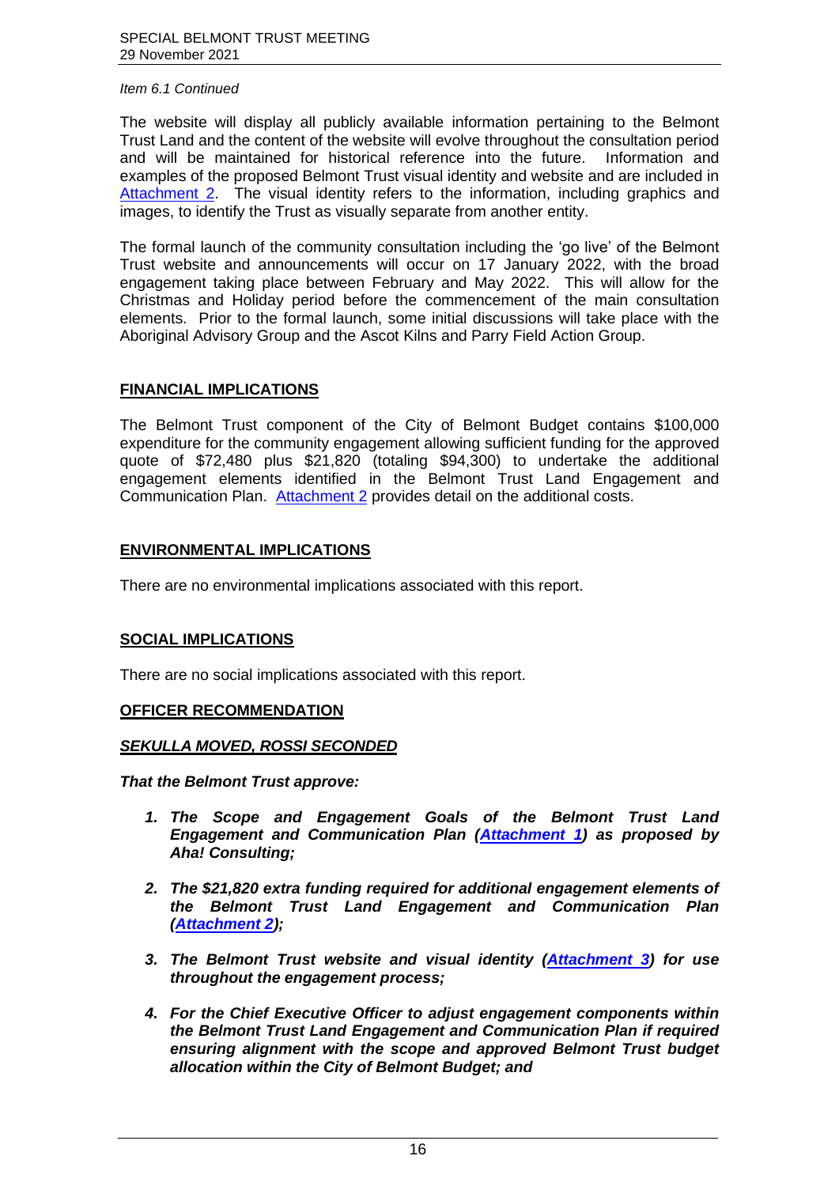*Item 6.1 Continued*

The website will display all publicly available information pertaining to the Belmont Trust Land and the content of the website will evolve throughout the consultation period and will be maintained for historical reference into the future. Information and examples of the proposed Belmont Trust visual identity and website and are included in Attachment 2. The visual identity refers to the information, including graphics and images, to identify the Trust as visually separate from another entity.

The formal launch of the community consultation including the 'go live' of the Belmont Trust website and announcements will occur on 17 January 2022, with the broad engagement taking place between February and May 2022. This will allow for the Christmas and Holiday period before the commencement of the main consultation elements. Prior to the formal launch, some initial discussions will take place with the Aboriginal Advisory Group and the Ascot Kilns and Parry Field Action Group.

## FINANCIAL IMPLICATIONS

The Belmont Trust component of the City of Belmont Budget contains $100,000 expenditure for the community engagement allowing sufficient funding for the approved quote of $72,480 plus $21,820 (totaling $94,300) to undertake the additional engagement elements identified in the Belmont Trust Land Engagement and Communication Plan. Attachment 2 provides detail on the additional costs.

## ENVIRONMENTAL IMPLICATIONS

There are no environmental implications associated with this report.

## SOCIAL IMPLICATIONS

There are no social implications associated with this report.

## OFFICER RECOMMENDATION

***SEKULLA MOVED, ROSSI SECONDED***

***That the Belmont Trust approve:***

1. ***The Scope and Engagement Goals of the Belmont Trust Land Engagement and Communication Plan (Attachment 1) as proposed by Aha! Consulting;***
2. ***The $21,820 extra funding required for additional engagement elements of the Belmont Trust Land Engagement and Communication Plan (Attachment 2);***
3. ***The Belmont Trust website and visual identity (Attachment 3) for use throughout the engagement process;***
4. ***For the Chief Executive Officer to adjust engagement components within the Belmont Trust Land Engagement and Communication Plan if required ensuring alignment with the scope and approved Belmont Trust budget allocation within the City of Belmont Budget; and***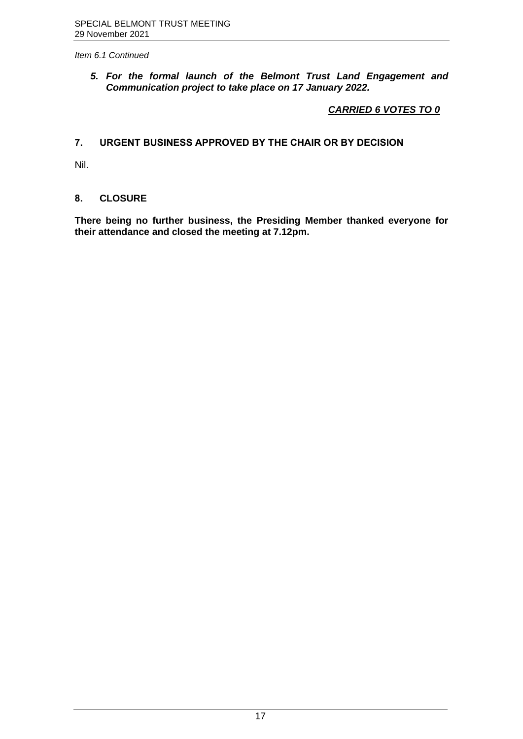*Item 6.1 Continued*

5. ***For the formal launch of the Belmont Trust Land Engagement and Communication project to take place on 17 January 2022.***

***CARRIED 6 VOTES TO 0***

## 7. URGENT BUSINESS APPROVED BY THE CHAIR OR BY DECISION

Nil.

## 8. CLOSURE

**There being no further business, the Presiding Member thanked everyone for their attendance and closed the meeting at 7.12pm.**